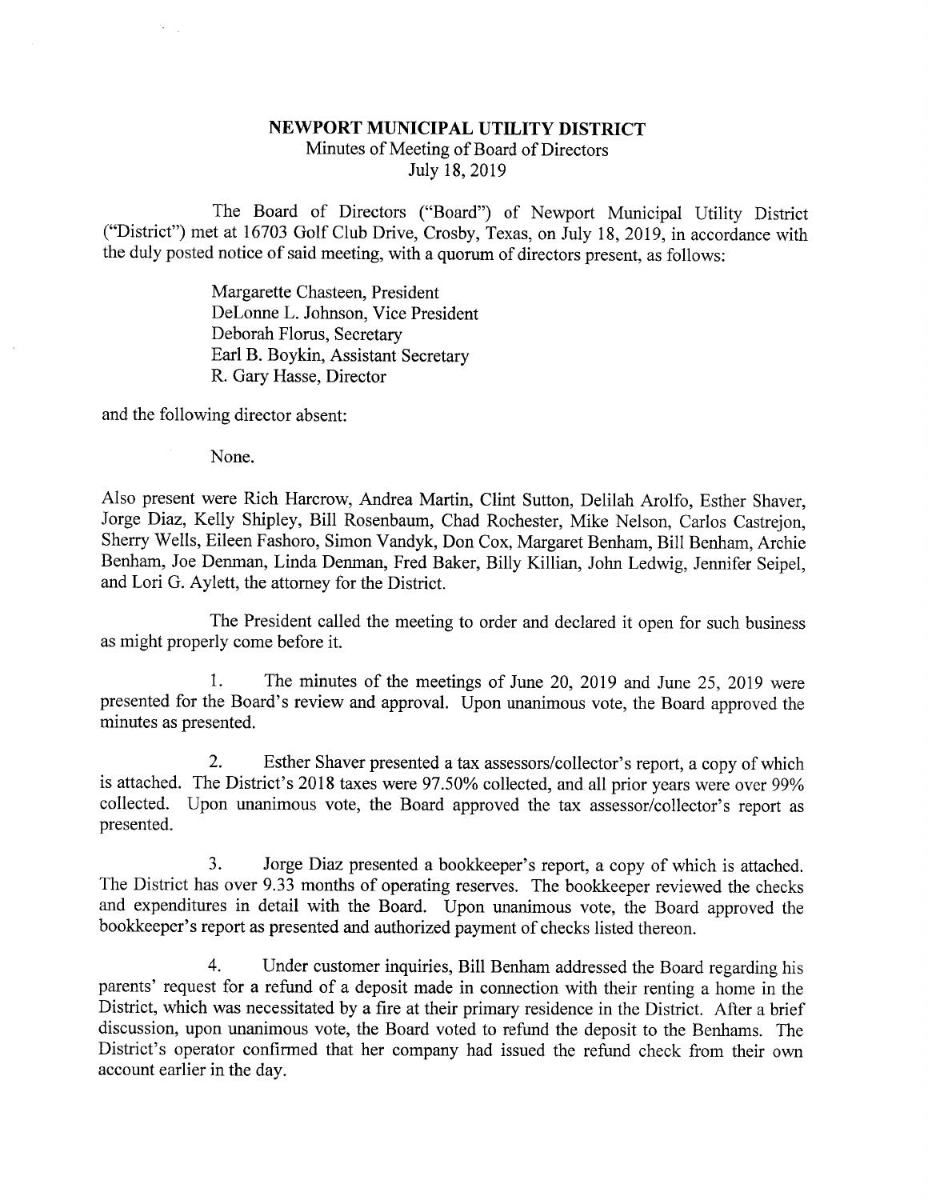**NEWPORT MUNICIPAL UTILITY DISTRICT**
Minutes of Meeting of Board of Directors
July 18, 2019

The Board of Directors ("Board") of Newport Municipal Utility District ("District") met at 16703 Golf Club Drive, Crosby, Texas, on July 18, 2019, in accordance with the duly posted notice of said meeting, with a quorum of directors present, as follows:

Margarette Chasteen, President
DeLonne L. Johnson, Vice President
Deborah Florus, Secretary
Earl B. Boykin, Assistant Secretary
R. Gary Hasse, Director

and the following director absent:

None.

Also present were Rich Harcrow, Andrea Martin, Clint Sutton, Delilah Arolfo, Esther Shaver, Jorge Diaz, Kelly Shipley, Bill Rosenbaum, Chad Rochester, Mike Nelson, Carlos Castrejon, Sherry Wells, Eileen Fashoro, Simon Vandyk, Don Cox, Margaret Benham, Bill Benham, Archie Benham, Joe Denman, Linda Denman, Fred Baker, Billy Killian, John Ledwig, Jennifer Seipel, and Lori G. Aylett, the attorney for the District.

The President called the meeting to order and declared it open for such business as might properly come before it.

1. The minutes of the meetings of June 20, 2019 and June 25, 2019 were presented for the Board's review and approval. Upon unanimous vote, the Board approved the minutes as presented.

2. Esther Shaver presented a tax assessors/collector's report, a copy of which is attached. The District's 2018 taxes were 97.50% collected, and all prior years were over 99% collected. Upon unanimous vote, the Board approved the tax assessor/collector's report as presented.

3. Jorge Diaz presented a bookkeeper's report, a copy of which is attached. The District has over 9.33 months of operating reserves. The bookkeeper reviewed the checks and expenditures in detail with the Board. Upon unanimous vote, the Board approved the bookkeeper's report as presented and authorized payment of checks listed thereon.

4. Under customer inquiries, Bill Benham addressed the Board regarding his parents' request for a refund of a deposit made in connection with their renting a home in the District, which was necessitated by a fire at their primary residence in the District. After a brief discussion, upon unanimous vote, the Board voted to refund the deposit to the Benhams. The District's operator confirmed that her company had issued the refund check from their own account earlier in the day.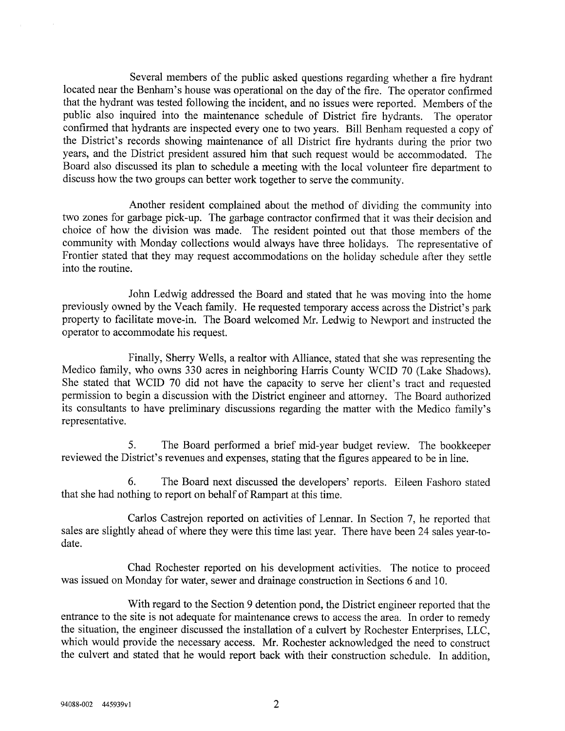Several members of the public asked questions regarding whether a fire hydrant located near the Benham's house was operational on the day of the fire. The operator confirmed that the hydrant was tested following the incident, and no issues were reported. Members of the public also inquired into the maintenance schedule of District fire hydrants. The operator confirmed that hydrants are inspected every one to two years. Bill Benham requested a copy of the District's records showing maintenance of all District fire hydrants during the prior two years, and the District president assured him that such request would be accommodated. The Board also discussed its plan to schedule a meeting with the local volunteer fire department to discuss how the two groups can better work together to serve the community.

Another resident complained about the method of dividing the community into two zones for garbage pick-up. The garbage contractor confirmed that it was their decision and choice of how the division was made. The resident pointed out that those members of the community with Monday collections would always have three holidays. The representative of Frontier stated that they may request accommodations on the holiday schedule after they settle into the routine.

John Ledwig addressed the Board and stated that he was moving into the home previously owned by the Veach family. He requested temporary access across the District's park property to facilitate move-in. The Board welcomed Mr. Ledwig to Newport and instructed the operator to accommodate his request.

Finally, Sherry Wells, a realtor with Alliance, stated that she was representing the Medico family, who owns 330 acres in neighboring Harris County WCID 70 (Lake Shadows). She stated that WCID 70 did not have the capacity to serve her client's tract and requested permission to begin a discussion with the District engineer and attorney. The Board authorized its consultants to have preliminary discussions regarding the matter with the Medico family's representative.

5. The Board performed a brief mid-year budget review. The bookkeeper reviewed the District's revenues and expenses, stating that the figures appeared to be in line.

6. The Board next discussed the developers' reports. Eileen Fashoro stated that she had nothing to report on behalf of Rampart at this time.

Carlos Castrejon reported on activities of Lennar. In Section 7, he reported that sales are slightly ahead of where they were this time last year. There have been 24 sales year-to-date.

Chad Rochester reported on his development activities. The notice to proceed was issued on Monday for water, sewer and drainage construction in Sections 6 and 10.

With regard to the Section 9 detention pond, the District engineer reported that the entrance to the site is not adequate for maintenance crews to access the area. In order to remedy the situation, the engineer discussed the installation of a culvert by Rochester Enterprises, LLC, which would provide the necessary access. Mr. Rochester acknowledged the need to construct the culvert and stated that he would report back with their construction schedule. In addition,

94088-002 445939v1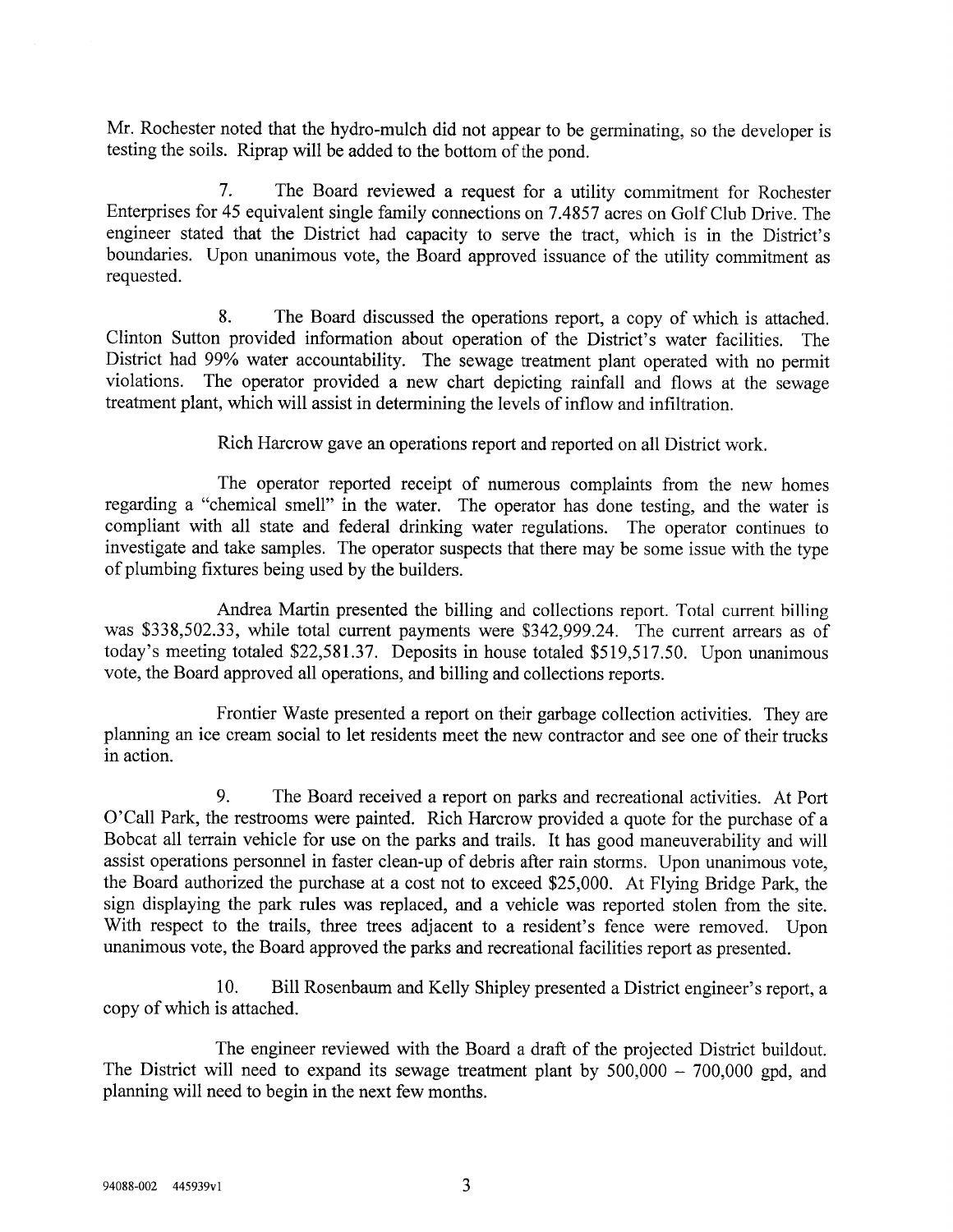Mr. Rochester noted that the hydro-mulch did not appear to be germinating, so the developer is testing the soils. Riprap will be added to the bottom of the pond.

7. The Board reviewed a request for a utility commitment for Rochester Enterprises for 45 equivalent single family connections on 7.4857 acres on Golf Club Drive. The engineer stated that the District had capacity to serve the tract, which is in the District's boundaries. Upon unanimous vote, the Board approved issuance of the utility commitment as requested.

8. The Board discussed the operations report, a copy of which is attached. Clinton Sutton provided information about operation of the District's water facilities. The District had 99% water accountability. The sewage treatment plant operated with no permit violations. The operator provided a new chart depicting rainfall and flows at the sewage treatment plant, which will assist in determining the levels of inflow and infiltration.

Rich Harcrow gave an operations report and reported on all District work.

The operator reported receipt of numerous complaints from the new homes regarding a "chemical smell" in the water. The operator has done testing, and the water is compliant with all state and federal drinking water regulations. The operator continues to investigate and take samples. The operator suspects that there may be some issue with the type of plumbing fixtures being used by the builders.

Andrea Martin presented the billing and collections report. Total current billing was $338,502.33, while total current payments were $342,999.24. The current arrears as of today's meeting totaled $22,581.37. Deposits in house totaled $519,517.50. Upon unanimous vote, the Board approved all operations, and billing and collections reports.

Frontier Waste presented a report on their garbage collection activities. They are planning an ice cream social to let residents meet the new contractor and see one of their trucks in action.

9. The Board received a report on parks and recreational activities. At Port O'Call Park, the restrooms were painted. Rich Harcrow provided a quote for the purchase of a Bobcat all terrain vehicle for use on the parks and trails. It has good maneuverability and will assist operations personnel in faster clean-up of debris after rain storms. Upon unanimous vote, the Board authorized the purchase at a cost not to exceed $25,000. At Flying Bridge Park, the sign displaying the park rules was replaced, and a vehicle was reported stolen from the site. With respect to the trails, three trees adjacent to a resident's fence were removed. Upon unanimous vote, the Board approved the parks and recreational facilities report as presented.

10. Bill Rosenbaum and Kelly Shipley presented a District engineer's report, a copy of which is attached.

The engineer reviewed with the Board a draft of the projected District buildout. The District will need to expand its sewage treatment plant by 500,000 – 700,000 gpd, and planning will need to begin in the next few months.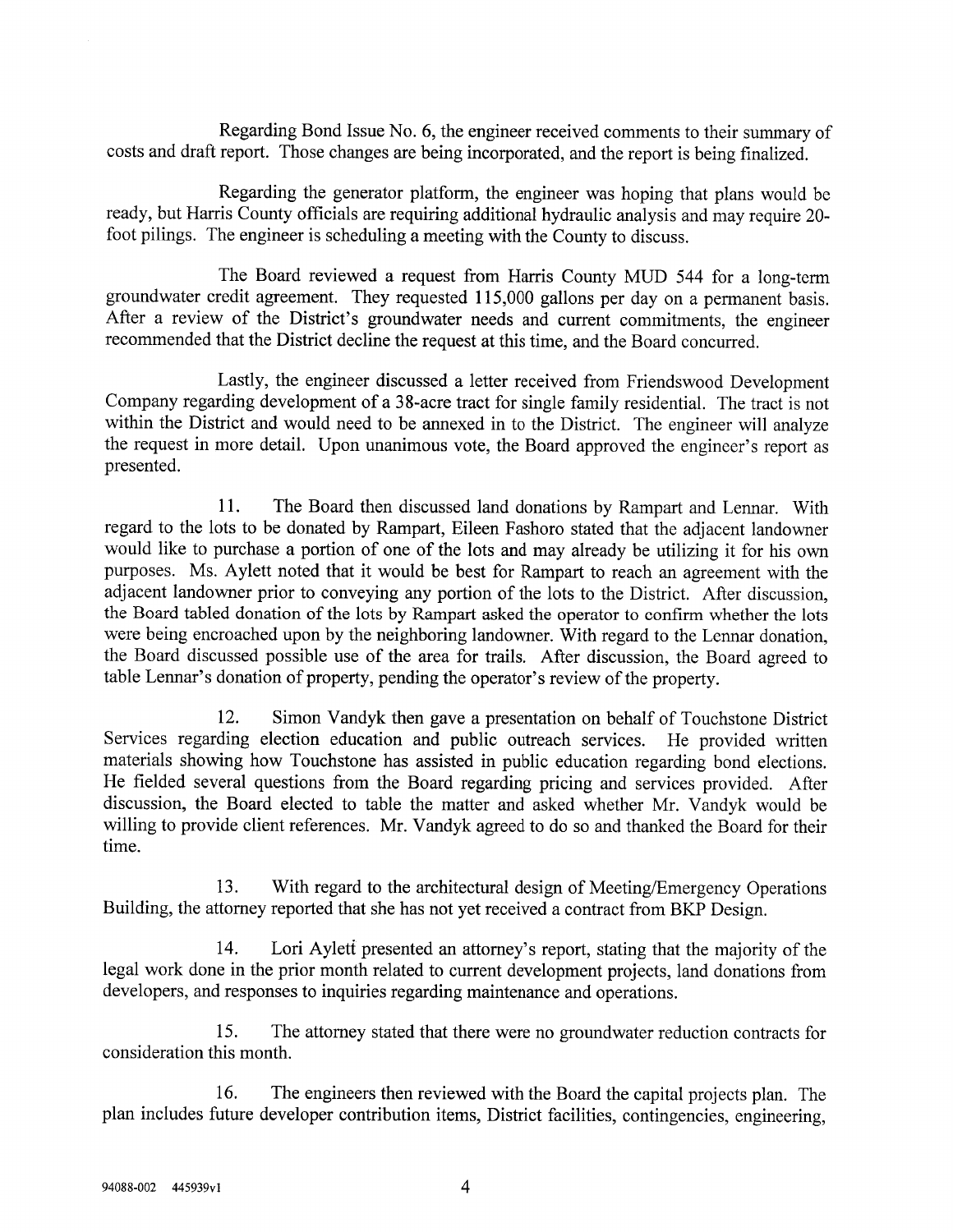Regarding Bond Issue No. 6, the engineer received comments to their summary of costs and draft report. Those changes are being incorporated, and the report is being finalized.

Regarding the generator platform, the engineer was hoping that plans would be ready, but Harris County officials are requiring additional hydraulic analysis and may require 20-foot pilings. The engineer is scheduling a meeting with the County to discuss.

The Board reviewed a request from Harris County MUD 544 for a long-term groundwater credit agreement. They requested 115,000 gallons per day on a permanent basis. After a review of the District's groundwater needs and current commitments, the engineer recommended that the District decline the request at this time, and the Board concurred.

Lastly, the engineer discussed a letter received from Friendswood Development Company regarding development of a 38-acre tract for single family residential. The tract is not within the District and would need to be annexed in to the District. The engineer will analyze the request in more detail. Upon unanimous vote, the Board approved the engineer's report as presented.

11. The Board then discussed land donations by Rampart and Lennar. With regard to the lots to be donated by Rampart, Eileen Fashoro stated that the adjacent landowner would like to purchase a portion of one of the lots and may already be utilizing it for his own purposes. Ms. Aylett noted that it would be best for Rampart to reach an agreement with the adjacent landowner prior to conveying any portion of the lots to the District. After discussion, the Board tabled donation of the lots by Rampart asked the operator to confirm whether the lots were being encroached upon by the neighboring landowner. With regard to the Lennar donation, the Board discussed possible use of the area for trails. After discussion, the Board agreed to table Lennar's donation of property, pending the operator's review of the property.

12. Simon Vandyk then gave a presentation on behalf of Touchstone District Services regarding election education and public outreach services. He provided written materials showing how Touchstone has assisted in public education regarding bond elections. He fielded several questions from the Board regarding pricing and services provided. After discussion, the Board elected to table the matter and asked whether Mr. Vandyk would be willing to provide client references. Mr. Vandyk agreed to do so and thanked the Board for their time.

13. With regard to the architectural design of Meeting/Emergency Operations Building, the attorney reported that she has not yet received a contract from BKP Design.

14. Lori Aylett presented an attorney's report, stating that the majority of the legal work done in the prior month related to current development projects, land donations from developers, and responses to inquiries regarding maintenance and operations.

15. The attorney stated that there were no groundwater reduction contracts for consideration this month.

16. The engineers then reviewed with the Board the capital projects plan. The plan includes future developer contribution items, District facilities, contingencies, engineering,

94088-002 445939v1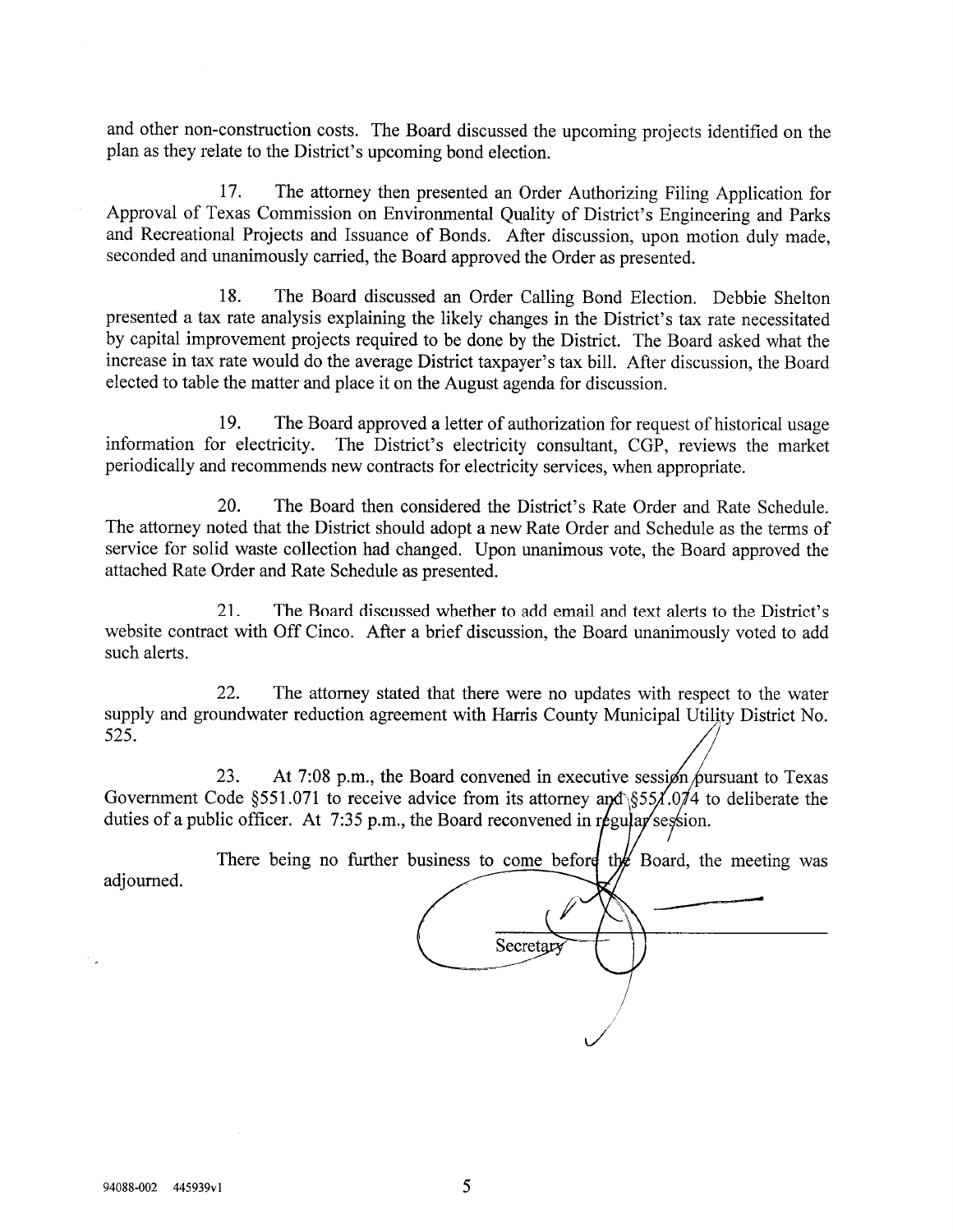and other non-construction costs. The Board discussed the upcoming projects identified on the plan as they relate to the District's upcoming bond election.

17. The attorney then presented an Order Authorizing Filing Application for Approval of Texas Commission on Environmental Quality of District's Engineering and Parks and Recreational Projects and Issuance of Bonds. After discussion, upon motion duly made, seconded and unanimously carried, the Board approved the Order as presented.

18. The Board discussed an Order Calling Bond Election. Debbie Shelton presented a tax rate analysis explaining the likely changes in the District's tax rate necessitated by capital improvement projects required to be done by the District. The Board asked what the increase in tax rate would do the average District taxpayer's tax bill. After discussion, the Board elected to table the matter and place it on the August agenda for discussion.

19. The Board approved a letter of authorization for request of historical usage information for electricity. The District's electricity consultant, CGP, reviews the market periodically and recommends new contracts for electricity services, when appropriate.

20. The Board then considered the District's Rate Order and Rate Schedule. The attorney noted that the District should adopt a new Rate Order and Schedule as the terms of service for solid waste collection had changed. Upon unanimous vote, the Board approved the attached Rate Order and Rate Schedule as presented.

21. The Board discussed whether to add email and text alerts to the District's website contract with Off Cinco. After a brief discussion, the Board unanimously voted to add such alerts.

22. The attorney stated that there were no updates with respect to the water supply and groundwater reduction agreement with Harris County Municipal Utility District No. 525.

23. At 7:08 p.m., the Board convened in executive session pursuant to Texas Government Code §551.071 to receive advice from its attorney and §551.074 to deliberate the duties of a public officer. At 7:35 p.m., the Board reconvened in regular session.

There being no further business to come before the Board, the meeting was adjourned.

Secretary

94088-002 445939v1